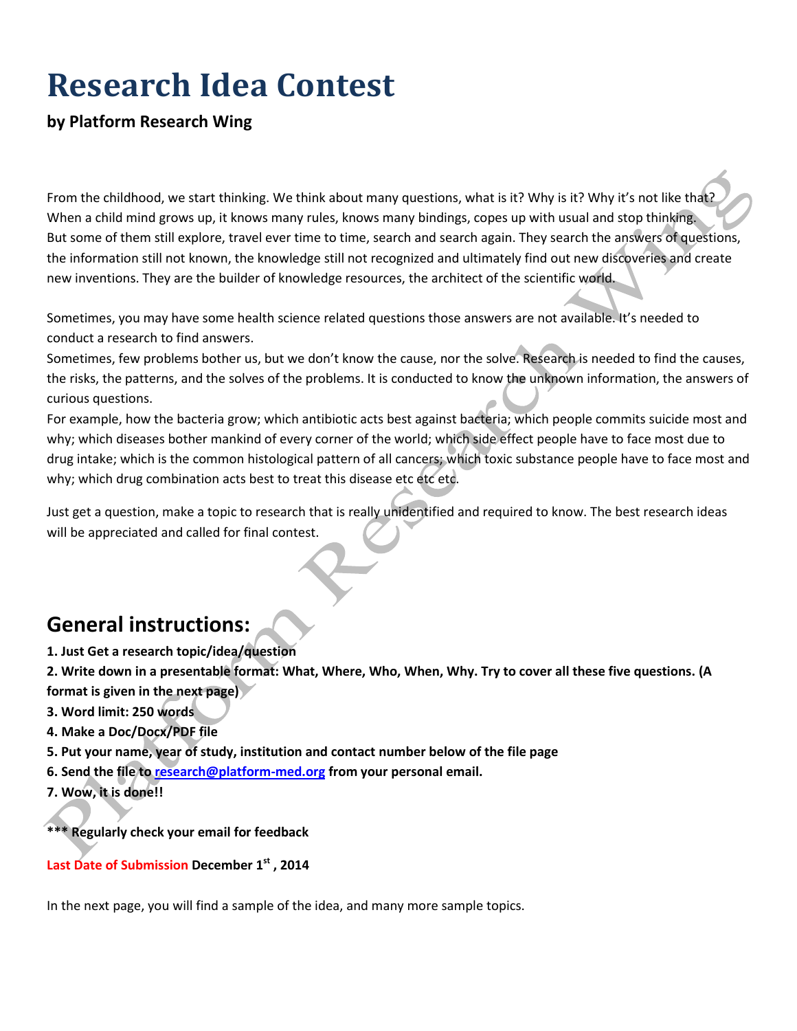# Research Idea Contest

**by Platform Research Wing**

From the childhood, we start thinking. We think about many questions, what is it? Why is it? Why it's not like that? When a child mind grows up, it knows many rules, knows many bindings, copes up with usual and stop thinking. But some of them still explore, travel ever time to time, search and search again. They search the answers of questions, the information still not known, the knowledge still not recognized and ultimately find out new discoveries and create new inventions. They are the builder of knowledge resources, the architect of the scientific world.

Sometimes, you may have some health science related questions those answers are not available. It's needed to conduct a research to find answers.

Sometimes, few problems bother us, but we don't know the cause, nor the solve. Research is needed to find the causes, the risks, the patterns, and the solves of the problems. It is conducted to know the unknown information, the answers of curious questions.

For example, how the bacteria grow; which antibiotic acts best against bacteria; which people commits suicide most and why; which diseases bother mankind of every corner of the world; which side effect people have to face most due to drug intake; which is the common histological pattern of all cancers; which toxic substance people have to face most and why; which drug combination acts best to treat this disease etc etc etc.

Just get a question, make a topic to research that is really unidentified and required to know. The best research ideas will be appreciated and called for final contest.

## General instructions:

**1. Just Get a research topic/idea/question**

**2. Write down in a presentable format: What, Where, Who, When, Why. Try to cover all these five questions. (A format is given in the next page)**

**3. Word limit: 250 words**

**4. Make a Doc/Docx/PDF file**

**5. Put your name, year of study, institution and contact number below of the file page**

**6. Send the file to research@platform-med.org from your personal email.**

**7. Wow, it is done!!**

**\*\*\* Regularly check your email for feedback**

Last Date of Submission **December 1st , 2014**

In the next page, you will find a sample of the idea, and many more sample topics.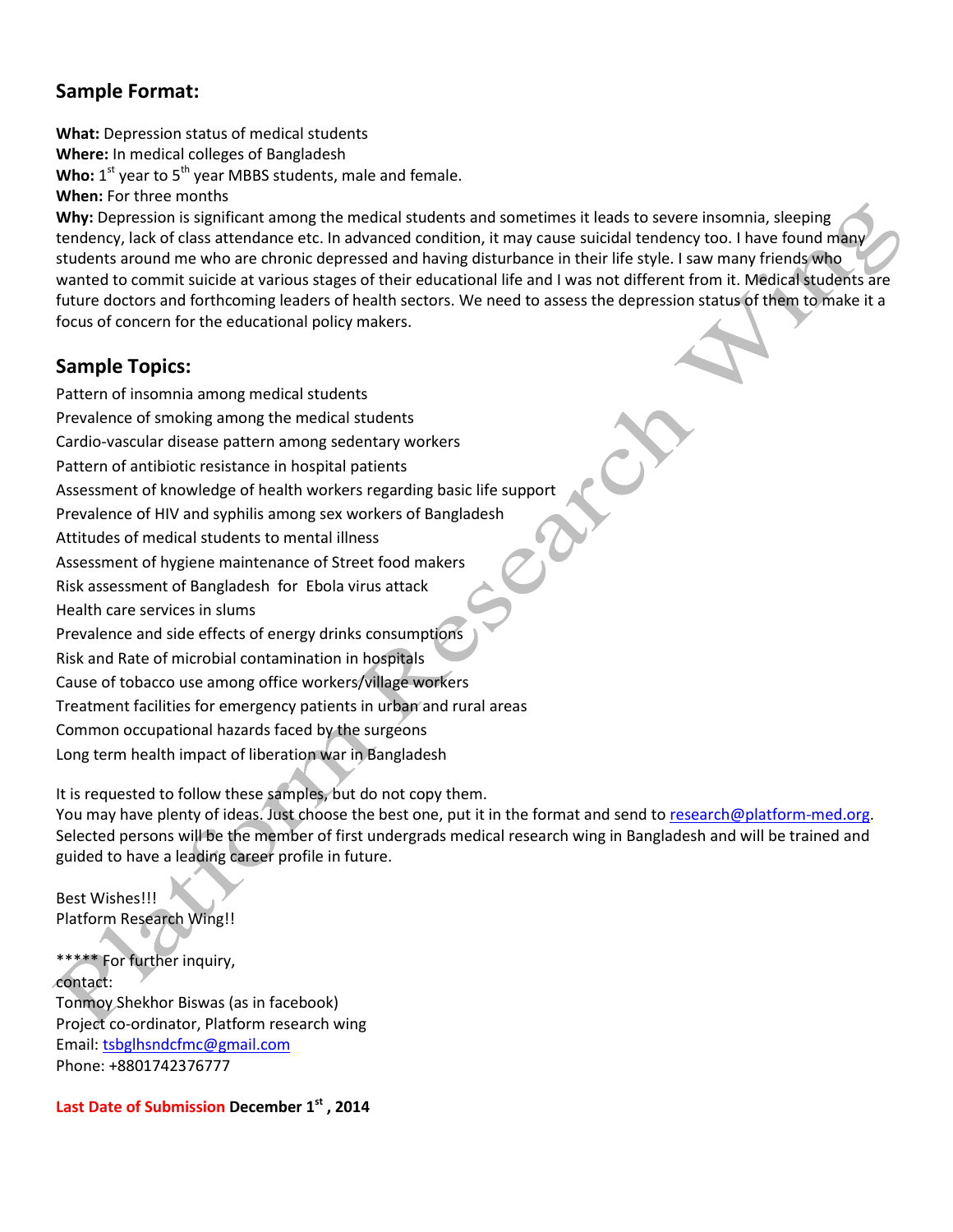## Sample Format:

**What:** Depression status of medical students
**Where:** In medical colleges of Bangladesh
**Who:** 1st year to 5th year MBBS students, male and female.
**When:** For three months
**Why:** Depression is significant among the medical students and sometimes it leads to severe insomnia, sleeping tendency, lack of class attendance etc. In advanced condition, it may cause suicidal tendency too. I have found many students around me who are chronic depressed and having disturbance in their life style. I saw many friends who wanted to commit suicide at various stages of their educational life and I was not different from it. Medical students are future doctors and forthcoming leaders of health sectors. We need to assess the depression status of them to make it a focus of concern for the educational policy makers.

## Sample Topics:

Pattern of insomnia among medical students
Prevalence of smoking among the medical students
Cardio-vascular disease pattern among sedentary workers
Pattern of antibiotic resistance in hospital patients
Assessment of knowledge of health workers regarding basic life support
Prevalence of HIV and syphilis among sex workers of Bangladesh
Attitudes of medical students to mental illness
Assessment of hygiene maintenance of Street food makers
Risk assessment of Bangladesh for Ebola virus attack
Health care services in slums
Prevalence and side effects of energy drinks consumptions
Risk and Rate of microbial contamination in hospitals
Cause of tobacco use among office workers/village workers
Treatment facilities for emergency patients in urban and rural areas
Common occupational hazards faced by the surgeons
Long term health impact of liberation war in Bangladesh

It is requested to follow these samples, but do not copy them.
You may have plenty of ideas. Just choose the best one, put it in the format and send to research@platform-med.org. Selected persons will be the member of first undergrads medical research wing in Bangladesh and will be trained and guided to have a leading career profile in future.

Best Wishes!!!
Platform Research Wing!!

***** For further inquiry,
contact:
Tonmoy Shekhor Biswas (as in facebook)
Project co-ordinator, Platform research wing
Email: tsbglhsndcfmc@gmail.com
Phone: +8801742376777

**Last Date of Submission December 1st , 2014**